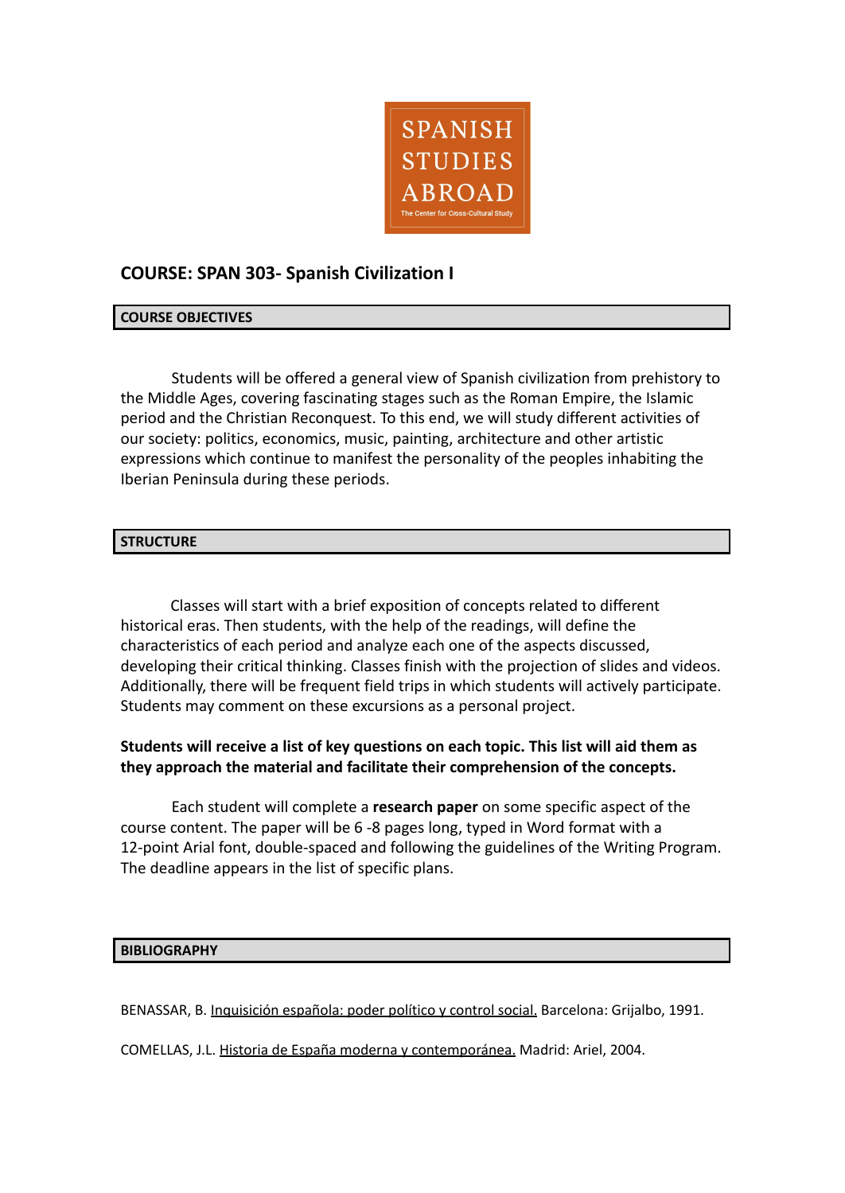SPANISH STUDIES ABROAD

The Center for Cross-Cultural Study

# COURSE: SPAN 303- Spanish Civilization I

## COURSE OBJECTIVES

Students will be offered a general view of Spanish civilization from prehistory to the Middle Ages, covering fascinating stages such as the Roman Empire, the Islamic period and the Christian Reconquest. To this end, we will study different activities of our society: politics, economics, music, painting, architecture and other artistic expressions which continue to manifest the personality of the peoples inhabiting the Iberian Peninsula during these periods.

## STRUCTURE

Classes will start with a brief exposition of concepts related to different historical eras. Then students, with the help of the readings, will define the characteristics of each period and analyze each one of the aspects discussed, developing their critical thinking. Classes finish with the projection of slides and videos. Additionally, there will be frequent field trips in which students will actively participate. Students may comment on these excursions as a personal project.

**Students will receive a list of key questions on each topic. This list will aid them as they approach the material and facilitate their comprehension of the concepts.**

Each student will complete a **research paper** on some specific aspect of the course content. The paper will be 6 -8 pages long, typed in Word format with a 12-point Arial font, double-spaced and following the guidelines of the Writing Program. The deadline appears in the list of specific plans.

## BIBLIOGRAPHY

BENASSAR, B. Inquisición española: poder político y control social. Barcelona: Grijalbo, 1991.

COMELLAS, J.L. Historia de España moderna y contemporánea. Madrid: Ariel, 2004.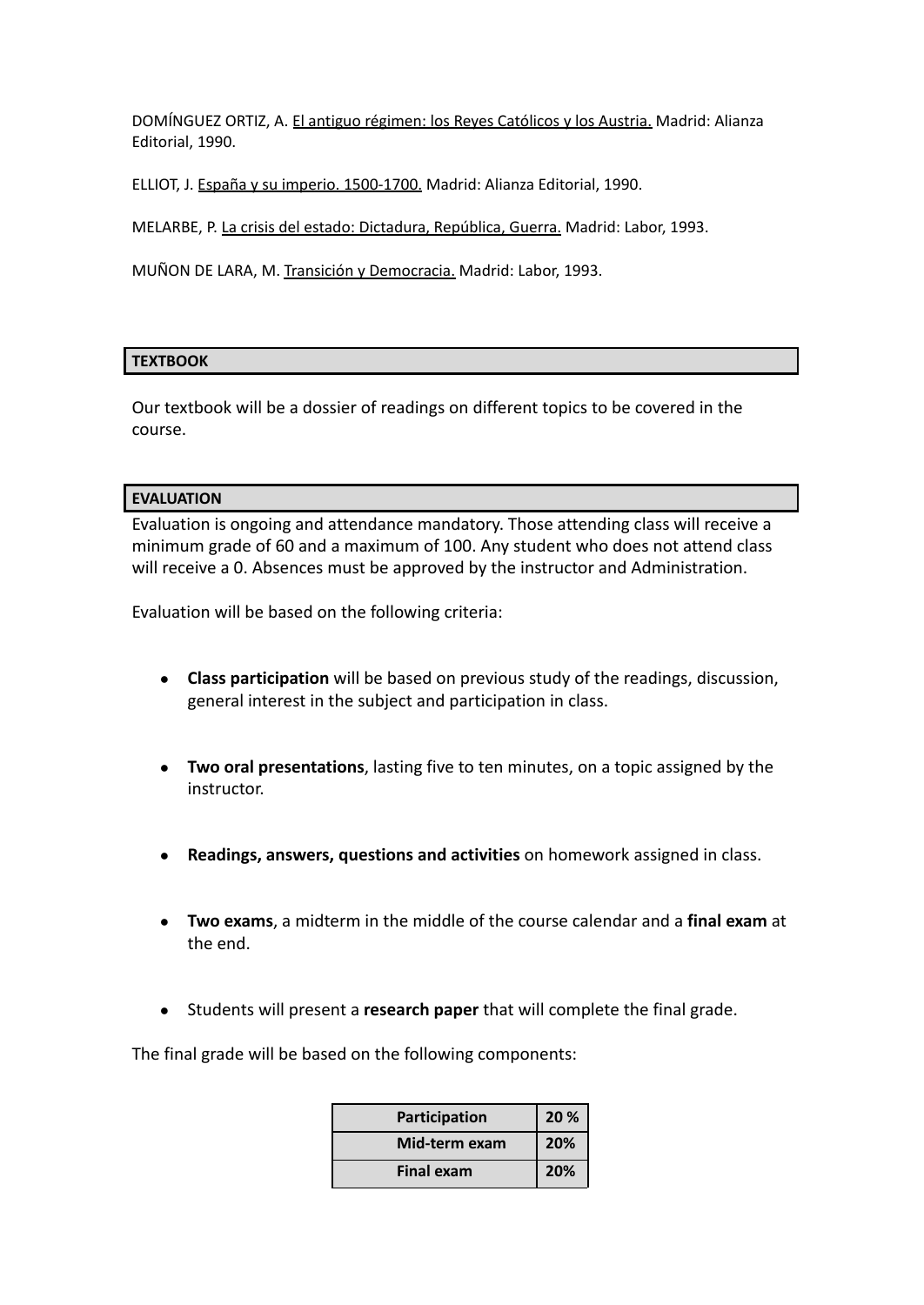DOMÍNGUEZ ORTIZ, A. El antiguo régimen: los Reyes Católicos y los Austria. Madrid: Alianza Editorial, 1990.

ELLIOT, J. España y su imperio. 1500-1700. Madrid: Alianza Editorial, 1990.

MELARBE, P. La crisis del estado: Dictadura, República, Guerra. Madrid: Labor, 1993.

MUÑON DE LARA, M. Transición y Democracia. Madrid: Labor, 1993.

## TEXTBOOK

Our textbook will be a dossier of readings on different topics to be covered in the course.

## EVALUATION

Evaluation is ongoing and attendance mandatory. Those attending class will receive a minimum grade of 60 and a maximum of 100. Any student who does not attend class will receive a 0. Absences must be approved by the instructor and Administration.

Evaluation will be based on the following criteria:

- **Class participation** will be based on previous study of the readings, discussion, general interest in the subject and participation in class.
- **Two oral presentations**, lasting five to ten minutes, on a topic assigned by the instructor.
- **Readings, answers, questions and activities** on homework assigned in class.
- **Two exams**, a midterm in the middle of the course calendar and a **final exam** at the end.
- Students will present a **research paper** that will complete the final grade.

The final grade will be based on the following components:

| Participation | 20 % |
|---|---|
| Mid-term exam | 20% |
| Final exam | 20% |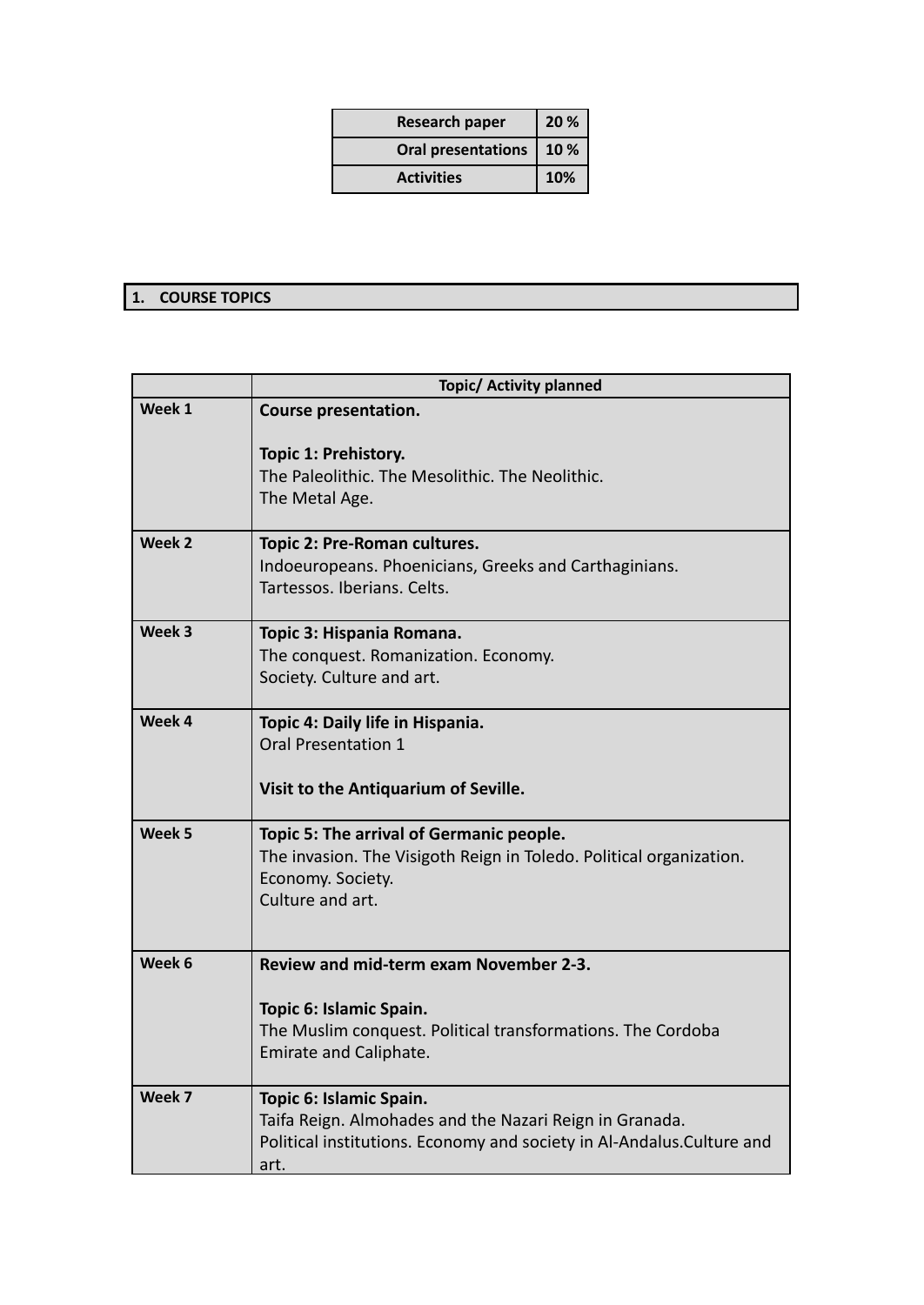| Research paper | 20 % |
|---|---|
| Oral presentations | 10 % |
| Activities | 10% |

## 1. COURSE TOPICS

| | Topic/ Activity planned |
|---|---|
| **Week 1** | **Course presentation.**<br><br>**Topic 1: Prehistory.**<br>The Paleolithic. The Mesolithic. The Neolithic.<br>The Metal Age. |
| **Week 2** | **Topic 2: Pre-Roman cultures.**<br>Indoeuropeans. Phoenicians, Greeks and Carthaginians.<br>Tartessos. Iberians. Celts. |
| **Week 3** | **Topic 3: Hispania Romana.**<br>The conquest. Romanization. Economy.<br>Society. Culture and art. |
| **Week 4** | **Topic 4: Daily life in Hispania.**<br>Oral Presentation 1<br><br>**Visit to the Antiquarium of Seville.** |
| **Week 5** | **Topic 5: The arrival of Germanic people.**<br>The invasion. The Visigoth Reign in Toledo. Political organization. Economy. Society.<br>Culture and art. |
| **Week 6** | **Review and mid-term exam November 2-3.**<br><br>**Topic 6: Islamic Spain.**<br>The Muslim conquest. Political transformations. The Cordoba Emirate and Caliphate. |
| **Week 7** | **Topic 6: Islamic Spain.**<br>Taifa Reign. Almohades and the Nazari Reign in Granada.<br>Political institutions. Economy and society in Al-Andalus.Culture and art. |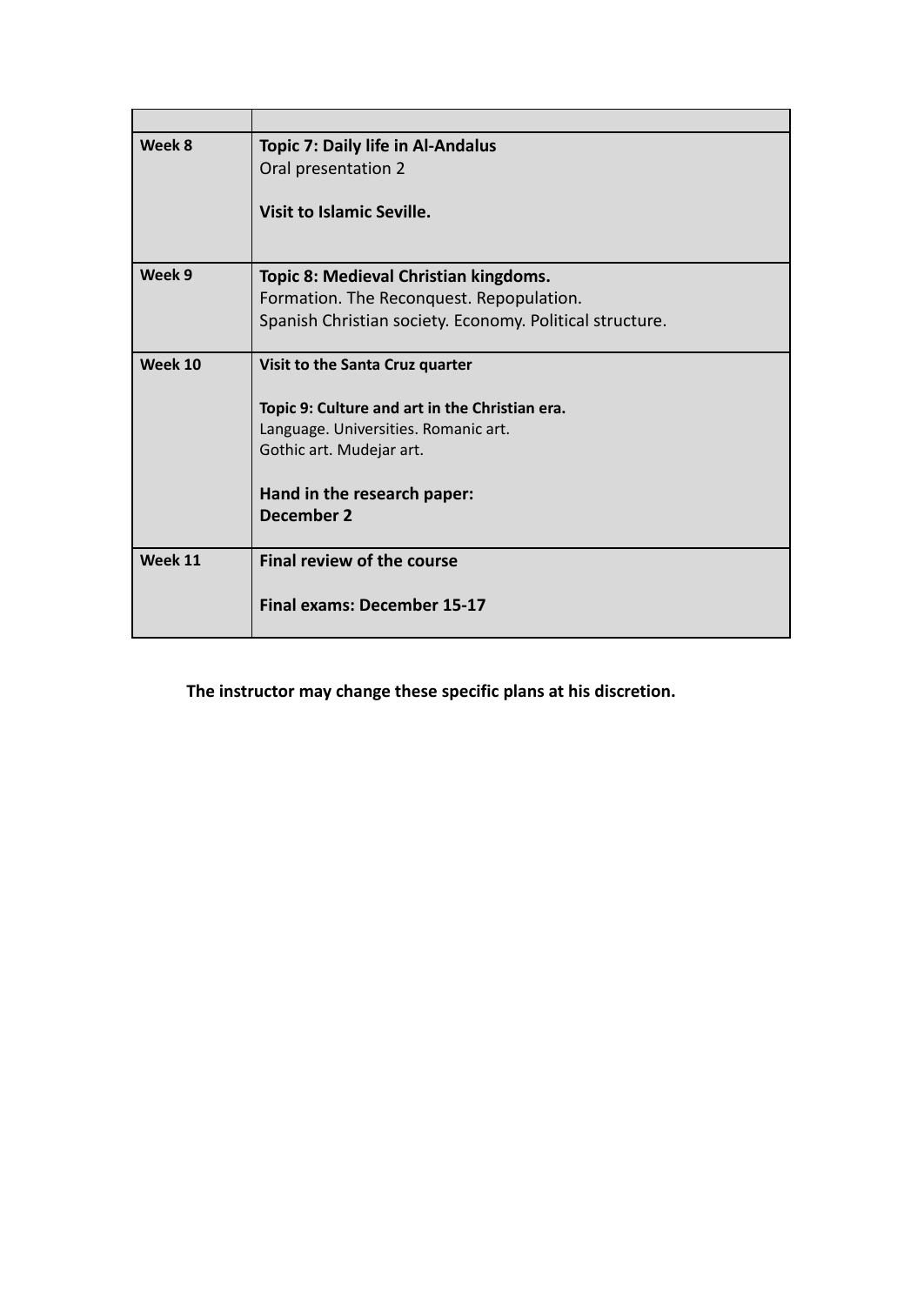| | |
|---|---|
| **Week 8** | **Topic 7: Daily life in Al-Andalus**<br>Oral presentation 2<br><br>**Visit to Islamic Seville.** |
| **Week 9** | **Topic 8: Medieval Christian kingdoms.**<br>Formation. The Reconquest. Repopulation.<br>Spanish Christian society. Economy. Political structure. |
| **Week 10** | **Visit to the Santa Cruz quarter**<br><br>**Topic 9: Culture and art in the Christian era.**<br>Language. Universities. Romanic art.<br>Gothic art. Mudejar art.<br><br>**Hand in the research paper:**<br>**December 2** |
| **Week 11** | **Final review of the course**<br><br>**Final exams: December 15-17** |

**The instructor may change these specific plans at his discretion.**